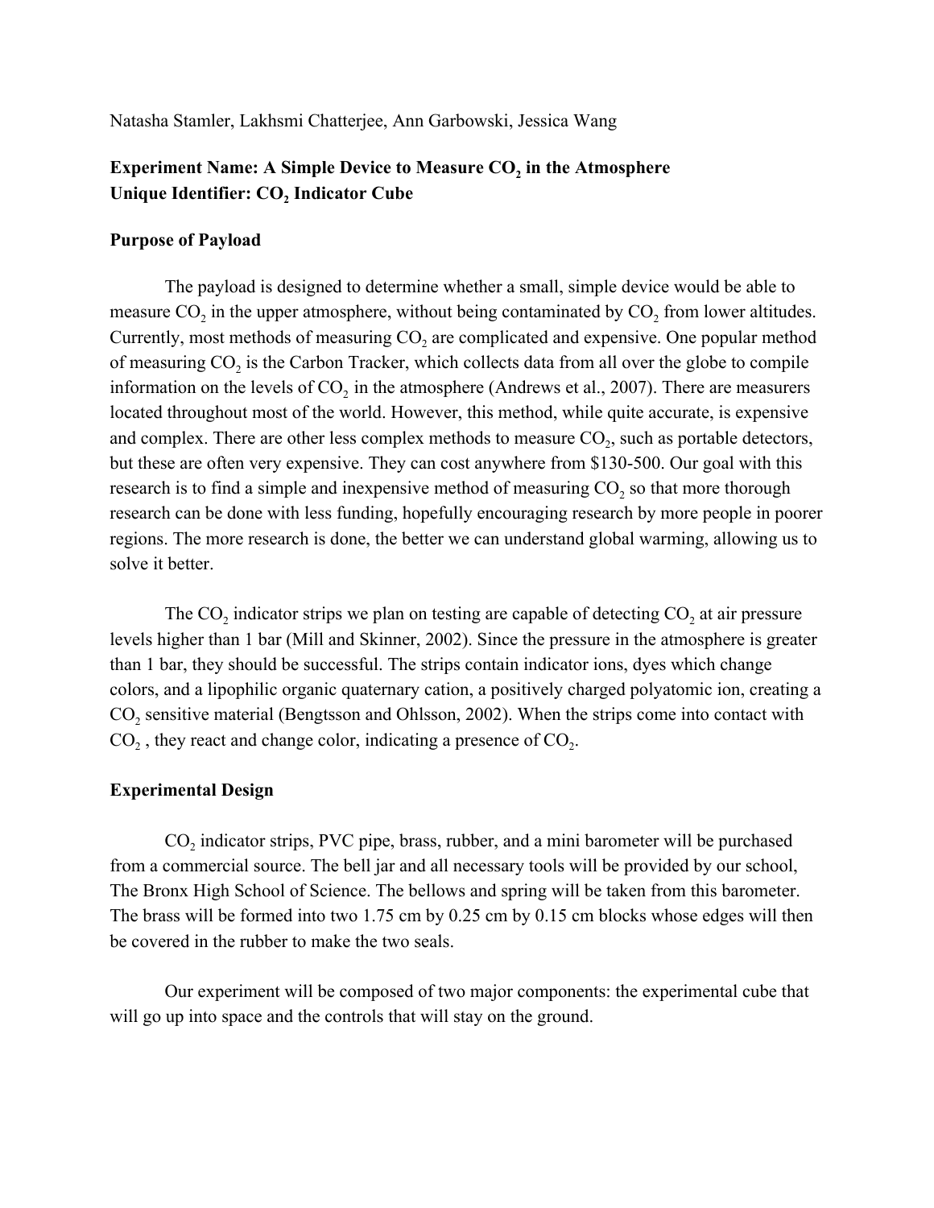Natasha Stamler, Lakhsmi Chatterjee, Ann Garbowski, Jessica Wang

**Experiment Name: A Simple Device to Measure $CO_2$ in the Atmosphere**
**Unique Identifier: $CO_2$ Indicator Cube**

## Purpose of Payload

The payload is designed to determine whether a small, simple device would be able to measure $CO_2$ in the upper atmosphere, without being contaminated by $CO_2$ from lower altitudes. Currently, most methods of measuring $CO_2$ are complicated and expensive. One popular method of measuring $CO_2$ is the Carbon Tracker, which collects data from all over the globe to compile information on the levels of $CO_2$ in the atmosphere (Andrews et al., 2007). There are measurers located throughout most of the world. However, this method, while quite accurate, is expensive and complex. There are other less complex methods to measure $CO_2$, such as portable detectors, but these are often very expensive. They can cost anywhere from $130-500. Our goal with this research is to find a simple and inexpensive method of measuring $CO_2$ so that more thorough research can be done with less funding, hopefully encouraging research by more people in poorer regions. The more research is done, the better we can understand global warming, allowing us to solve it better.

The $CO_2$ indicator strips we plan on testing are capable of detecting $CO_2$ at air pressure levels higher than 1 bar (Mill and Skinner, 2002). Since the pressure in the atmosphere is greater than 1 bar, they should be successful. The strips contain indicator ions, dyes which change colors, and a lipophilic organic quaternary cation, a positively charged polyatomic ion, creating a $CO_2$ sensitive material (Bengtsson and Ohlsson, 2002). When the strips come into contact with $CO_2$ , they react and change color, indicating a presence of $CO_2$.

## Experimental Design

$CO_2$ indicator strips, PVC pipe, brass, rubber, and a mini barometer will be purchased from a commercial source. The bell jar and all necessary tools will be provided by our school, The Bronx High School of Science. The bellows and spring will be taken from this barometer. The brass will be formed into two 1.75 cm by 0.25 cm by 0.15 cm blocks whose edges will then be covered in the rubber to make the two seals.

Our experiment will be composed of two major components: the experimental cube that will go up into space and the controls that will stay on the ground.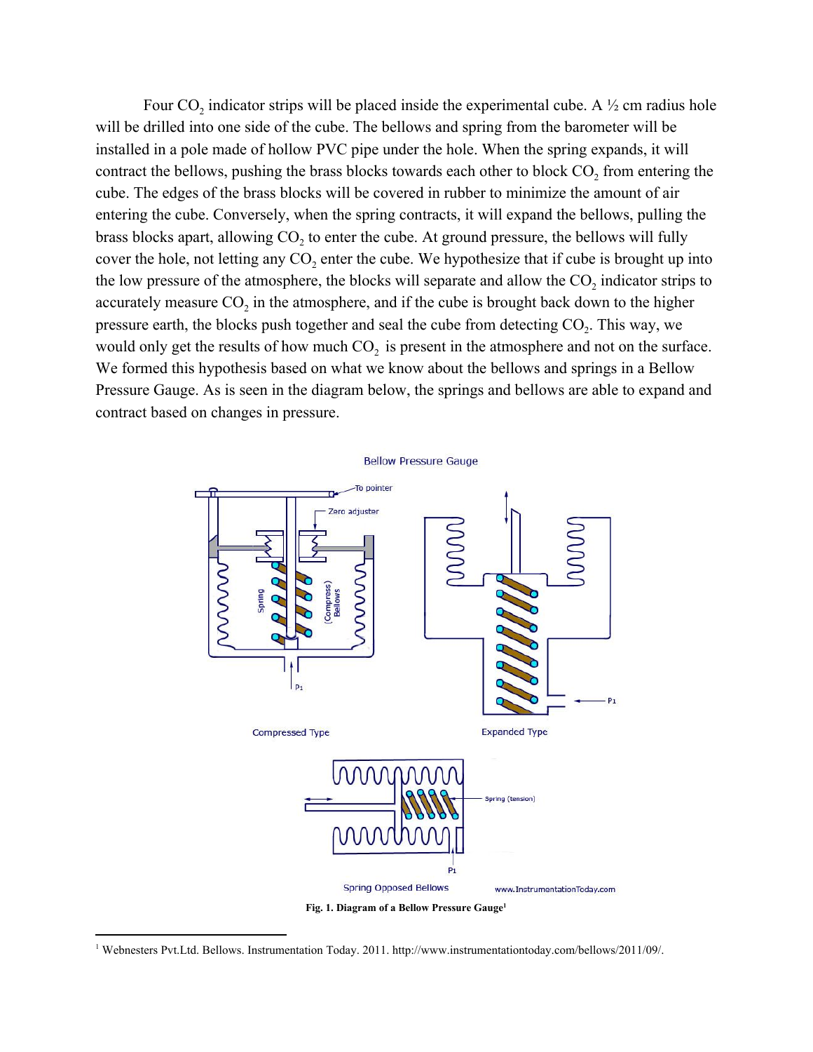Four $CO_2$ indicator strips will be placed inside the experimental cube. A ½ cm radius hole will be drilled into one side of the cube. The bellows and spring from the barometer will be installed in a pole made of hollow PVC pipe under the hole. When the spring expands, it will contract the bellows, pushing the brass blocks towards each other to block $CO_2$ from entering the cube. The edges of the brass blocks will be covered in rubber to minimize the amount of air entering the cube. Conversely, when the spring contracts, it will expand the bellows, pulling the brass blocks apart, allowing $CO_2$ to enter the cube. At ground pressure, the bellows will fully cover the hole, not letting any $CO_2$ enter the cube. We hypothesize that if cube is brought up into the low pressure of the atmosphere, the blocks will separate and allow the $CO_2$ indicator strips to accurately measure $CO_2$ in the atmosphere, and if the cube is brought back down to the higher pressure earth, the blocks push together and seal the cube from detecting $CO_2$. This way, we would only get the results of how much $CO_2$ is present in the atmosphere and not on the surface. We formed this hypothesis based on what we know about the bellows and springs in a Bellow Pressure Gauge. As is seen in the diagram below, the springs and bellows are able to expand and contract based on changes in pressure.

**Fig. 1. Diagram of a Bellow Pressure Gauge**[1]

[1] Webnesters Pvt.Ltd. Bellows. Instrumentation Today. 2011. http://www.instrumentationtoday.com/bellows/2011/09/.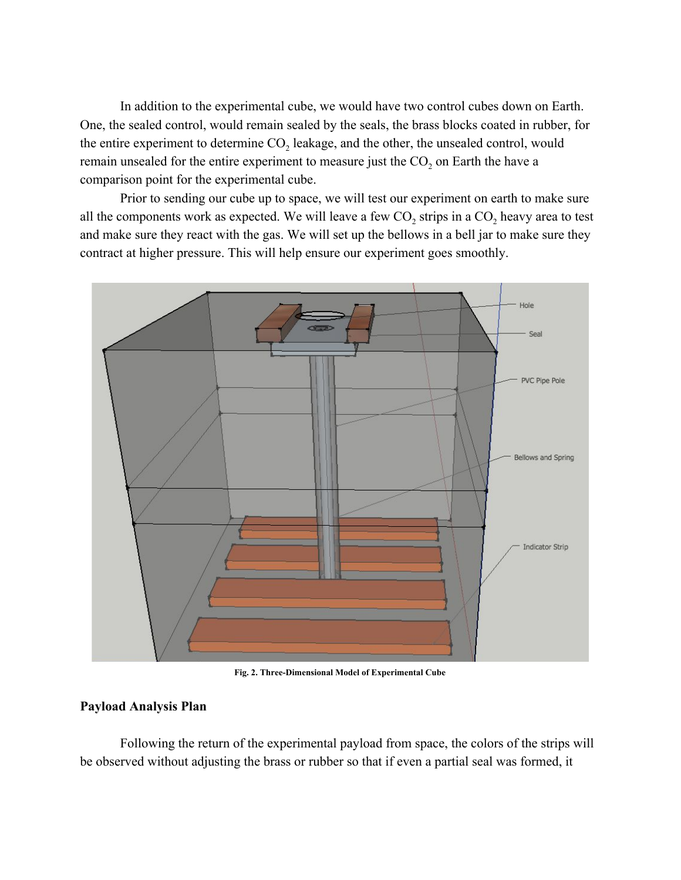In addition to the experimental cube, we would have two control cubes down on Earth. One, the sealed control, would remain sealed by the seals, the brass blocks coated in rubber, for the entire experiment to determine $CO_2$ leakage, and the other, the unsealed control, would remain unsealed for the entire experiment to measure just the $CO_2$ on Earth the have a comparison point for the experimental cube.

Prior to sending our cube up to space, we will test our experiment on earth to make sure all the components work as expected. We will leave a few $CO_2$ strips in a $CO_2$ heavy area to test and make sure they react with the gas. We will set up the bellows in a bell jar to make sure they contract at higher pressure. This will help ensure our experiment goes smoothly.

**Fig. 2. Three-Dimensional Model of Experimental Cube**

## Payload Analysis Plan

Following the return of the experimental payload from space, the colors of the strips will be observed without adjusting the brass or rubber so that if even a partial seal was formed, it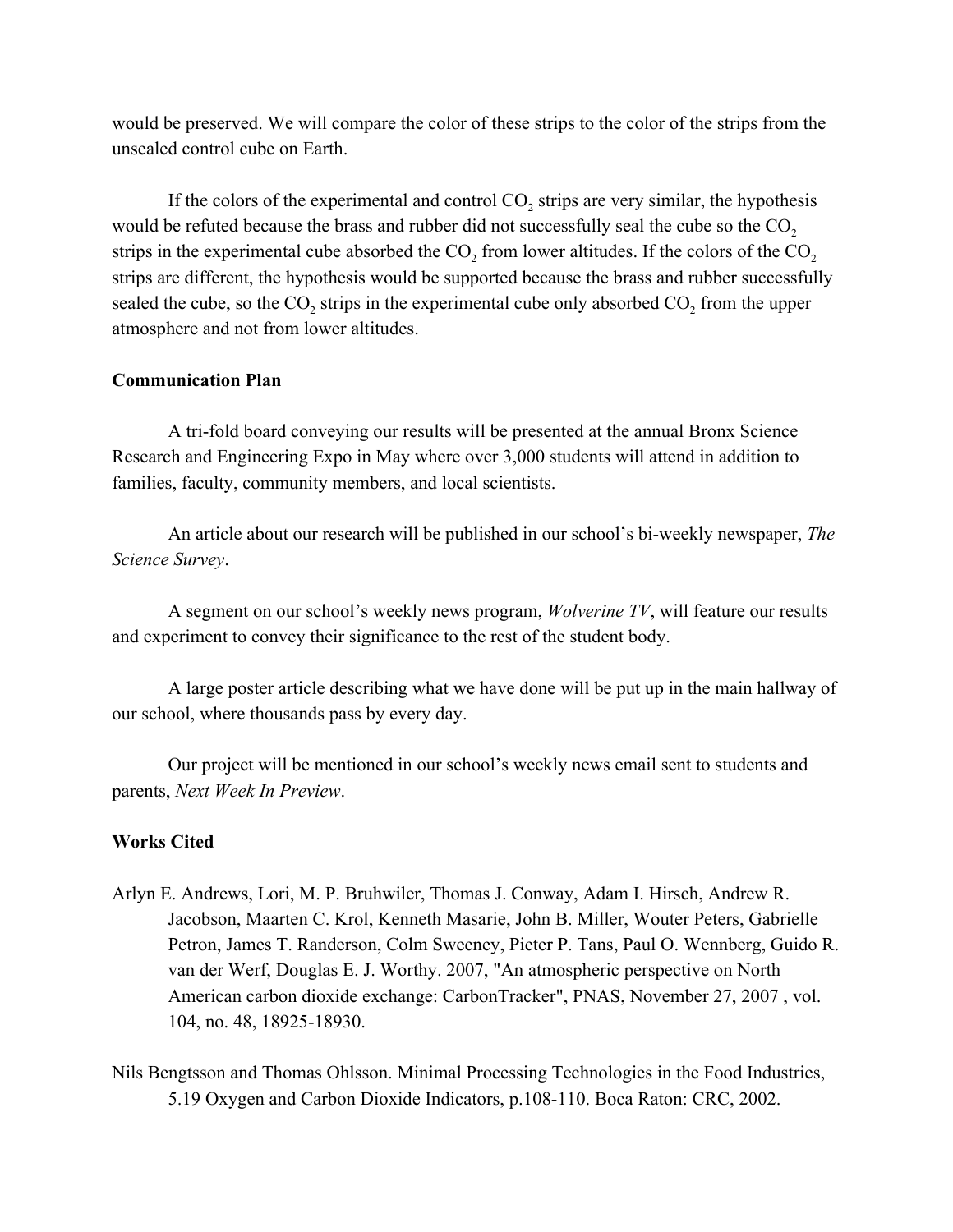would be preserved. We will compare the color of these strips to the color of the strips from the unsealed control cube on Earth.

If the colors of the experimental and control $CO_2$ strips are very similar, the hypothesis would be refuted because the brass and rubber did not successfully seal the cube so the $CO_2$ strips in the experimental cube absorbed the $CO_2$ from lower altitudes. If the colors of the $CO_2$ strips are different, the hypothesis would be supported because the brass and rubber successfully sealed the cube, so the $CO_2$ strips in the experimental cube only absorbed $CO_2$ from the upper atmosphere and not from lower altitudes.

**Communication Plan**

A tri-fold board conveying our results will be presented at the annual Bronx Science Research and Engineering Expo in May where over 3,000 students will attend in addition to families, faculty, community members, and local scientists.

An article about our research will be published in our school's bi-weekly newspaper, *The Science Survey*.

A segment on our school's weekly news program, *Wolverine TV*, will feature our results and experiment to convey their significance to the rest of the student body.

A large poster article describing what we have done will be put up in the main hallway of our school, where thousands pass by every day.

Our project will be mentioned in our school's weekly news email sent to students and parents, *Next Week In Preview*.

**Works Cited**

Arlyn E. Andrews, Lori, M. P. Bruhwiler, Thomas J. Conway, Adam I. Hirsch, Andrew R. Jacobson, Maarten C. Krol, Kenneth Masarie, John B. Miller, Wouter Peters, Gabrielle Petron, James T. Randerson, Colm Sweeney, Pieter P. Tans, Paul O. Wennberg, Guido R. van der Werf, Douglas E. J. Worthy. 2007, "An atmospheric perspective on North American carbon dioxide exchange: CarbonTracker", PNAS, November 27, 2007 , vol. 104, no. 48, 18925-18930.

Nils Bengtsson and Thomas Ohlsson. Minimal Processing Technologies in the Food Industries, 5.19 Oxygen and Carbon Dioxide Indicators, p.108-110. Boca Raton: CRC, 2002.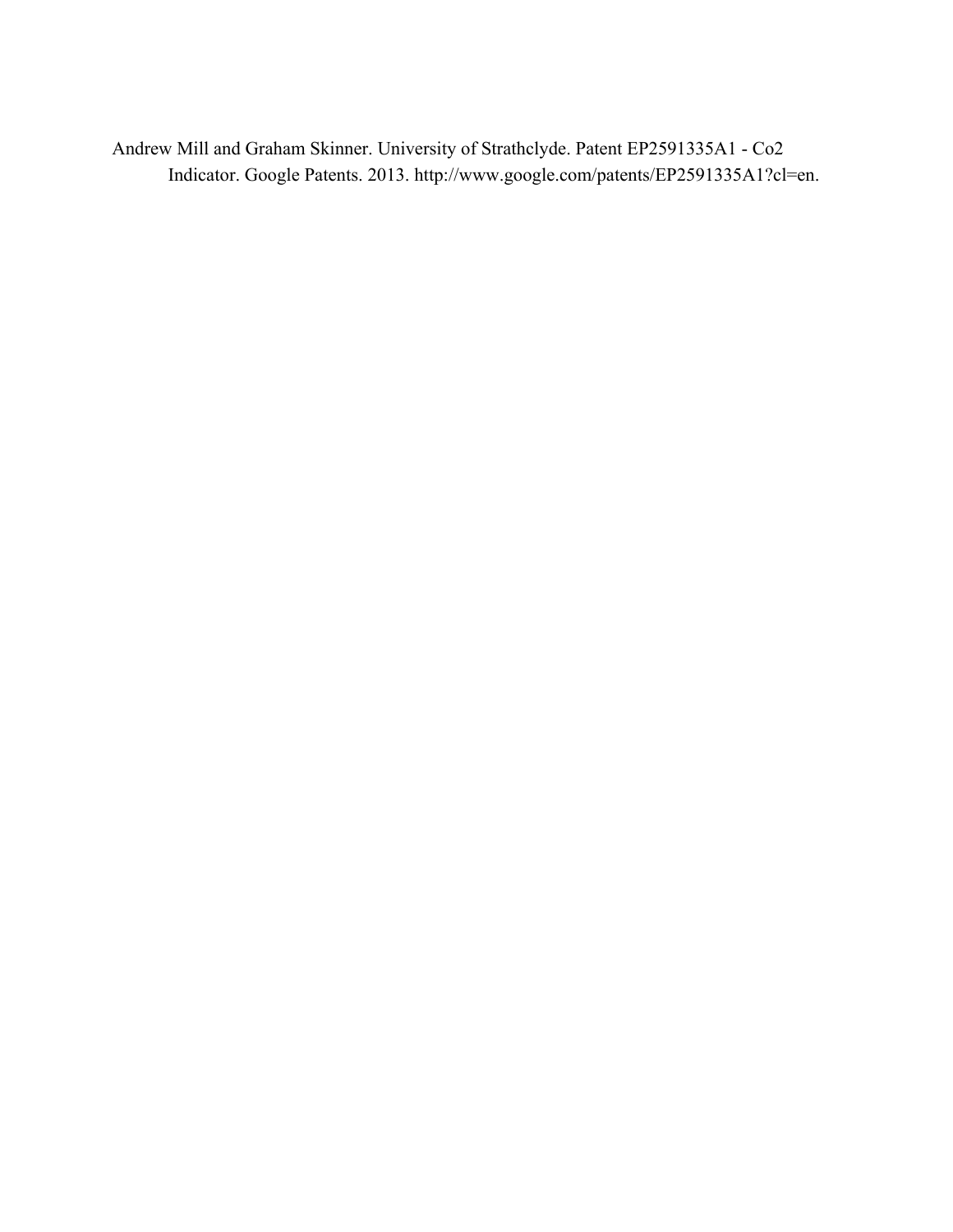Andrew Mill and Graham Skinner. University of Strathclyde. Patent EP2591335A1 - Co2 Indicator. Google Patents. 2013. http://www.google.com/patents/EP2591335A1?cl=en.